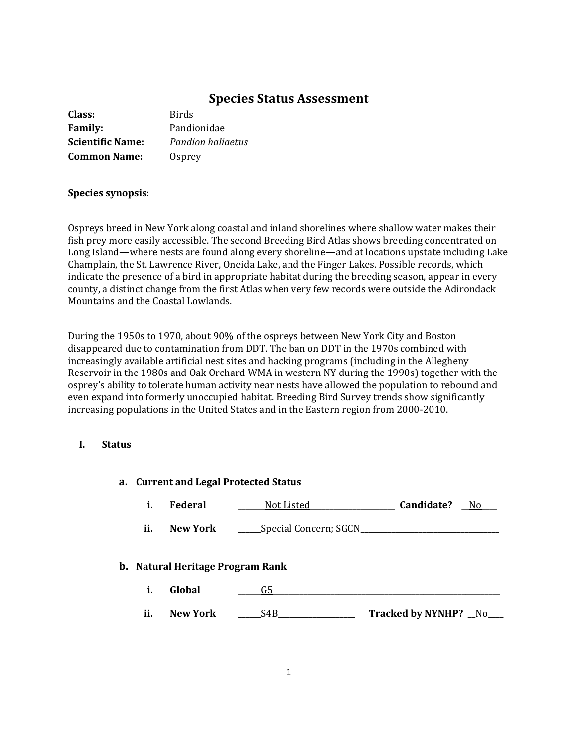# Species Status Assessment

**Class:** Birds

**Family:** Pandionidae

**Scientific Name:** *Pandion haliaetus*

**Common Name:** Osprey

**Species synopsis**:

Ospreys breed in New York along coastal and inland shorelines where shallow water makes their fish prey more easily accessible. The second Breeding Bird Atlas shows breeding concentrated on Long Island—where nests are found along every shoreline—and at locations upstate including Lake Champlain, the St. Lawrence River, Oneida Lake, and the Finger Lakes. Possible records, which indicate the presence of a bird in appropriate habitat during the breeding season, appear in every county, a distinct change from the first Atlas when very few records were outside the Adirondack Mountains and the Coastal Lowlands.

During the 1950s to 1970, about 90% of the ospreys between New York City and Boston disappeared due to contamination from DDT. The ban on DDT in the 1970s combined with increasingly available artificial nest sites and hacking programs (including in the Allegheny Reservoir in the 1980s and Oak Orchard WMA in western NY during the 1990s) together with the osprey's ability to tolerate human activity near nests have allowed the population to rebound and even expand into formerly unoccupied habitat. Breeding Bird Survey trends show significantly increasing populations in the United States and in the Eastern region from 2000-2010.

## I. Status

### a. Current and Legal Protected Status

i. **Federal** ______Not Listed______ **Candidate?** __No__

ii. **New York** ______Special Concern; SGCN______

### b. Natural Heritage Program Rank

i. **Global** ______G5______

ii. **New York** ______S4B______ **Tracked by NYNHP?** __No__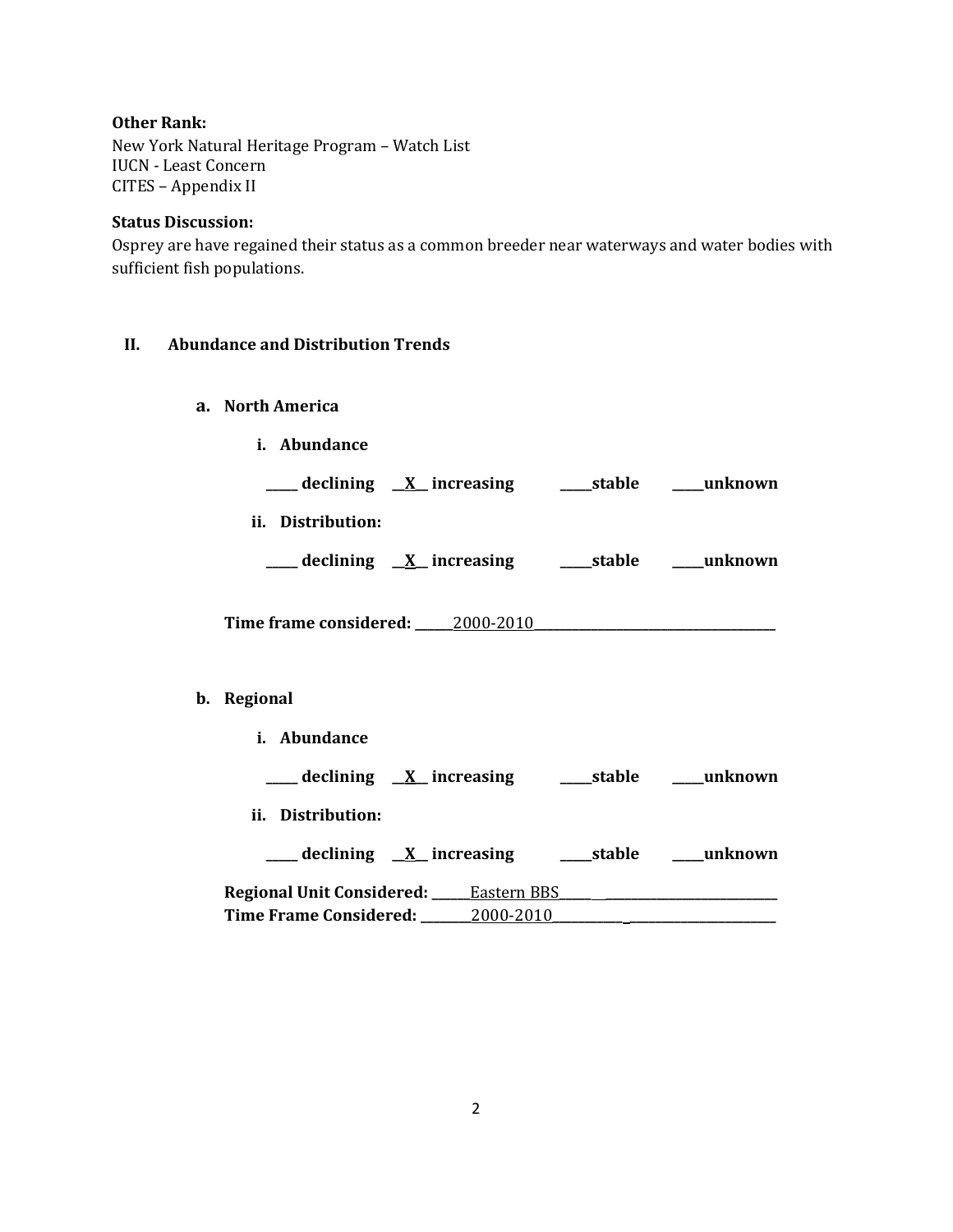**Other Rank:**
New York Natural Heritage Program – Watch List
IUCN - Least Concern
CITES – Appendix II

**Status Discussion:**
Osprey are have regained their status as a common breeder near waterways and water bodies with sufficient fish populations.

## II. Abundance and Distribution Trends

### a. North America

**i. Abundance**

**_____ declining __X__ increasing _____stable _____unknown**

**ii. Distribution:**

**_____ declining __X__ increasing _____stable _____unknown**

**Time frame considered:** ______2000-2010______________________________________

### b. Regional

**i. Abundance**

**_____ declining __X__ increasing _____stable _____unknown**

**ii. Distribution:**

**_____ declining __X__ increasing _____stable _____unknown**

**Regional Unit Considered:** ______Eastern BBS______________________________
**Time Frame Considered:** ________2000-2010_________________________________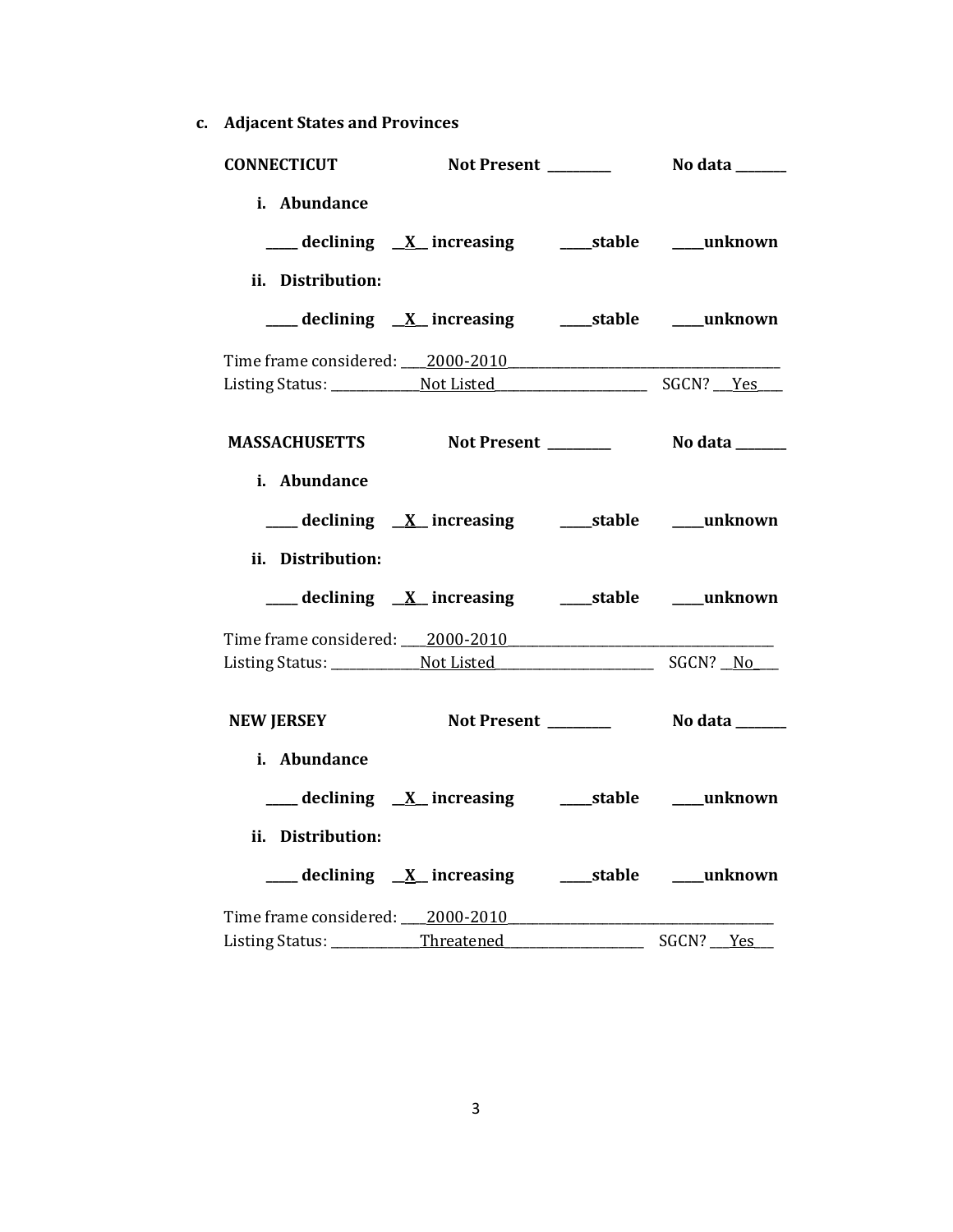**c. Adjacent States and Provinces**

**CONNECTICUT** **Not Present \_\_\_\_\_\_\_\_\_** **No data \_\_\_\_\_\_\_**

**i. Abundance**

**\_\_\_\_\_ declining \_\_X\_\_ increasing \_\_\_\_\_stable \_\_\_\_\_unknown**

**ii. Distribution:**

**\_\_\_\_\_ declining \_\_X\_\_ increasing \_\_\_\_\_stable \_\_\_\_\_unknown**

Time frame considered: \_\_\_\_2000-2010\_\_\_\_\_\_\_\_\_\_\_\_\_\_\_\_\_\_\_\_\_\_\_\_\_\_\_\_\_\_\_\_\_\_\_\_\_\_\_\_\_\_
Listing Status: \_\_\_\_\_\_\_\_\_\_\_\_\_\_Not Listed\_\_\_\_\_\_\_\_\_\_\_\_\_\_\_\_\_\_\_\_\_\_\_\_ SGCN? \_\_\_Yes\_\_\_\_

**MASSACHUSETTS** **Not Present \_\_\_\_\_\_\_\_\_** **No data \_\_\_\_\_\_\_**

**i. Abundance**

**\_\_\_\_\_ declining \_\_X\_\_ increasing \_\_\_\_\_stable \_\_\_\_\_unknown**

**ii. Distribution:**

**\_\_\_\_\_ declining \_\_X\_\_ increasing \_\_\_\_\_stable \_\_\_\_\_unknown**

Time frame considered: \_\_\_\_2000-2010\_\_\_\_\_\_\_\_\_\_\_\_\_\_\_\_\_\_\_\_\_\_\_\_\_\_\_\_\_\_\_\_\_\_\_\_\_\_\_\_\_
Listing Status: \_\_\_\_\_\_\_\_\_\_\_\_\_\_Not Listed\_\_\_\_\_\_\_\_\_\_\_\_\_\_\_\_\_\_\_\_\_\_\_\_\_ SGCN? \_\_No\_\_\_

**NEW JERSEY** **Not Present \_\_\_\_\_\_\_\_\_** **No data \_\_\_\_\_\_\_**

**i. Abundance**

**\_\_\_\_\_ declining \_\_X\_\_ increasing \_\_\_\_\_stable \_\_\_\_\_unknown**

**ii. Distribution:**

**\_\_\_\_\_ declining \_\_X\_\_ increasing \_\_\_\_\_stable \_\_\_\_\_unknown**

Time frame considered: \_\_\_\_2000-2010\_\_\_\_\_\_\_\_\_\_\_\_\_\_\_\_\_\_\_\_\_\_\_\_\_\_\_\_\_\_\_\_\_\_\_\_\_\_\_\_\_
Listing Status: \_\_\_\_\_\_\_\_\_\_\_\_\_\_Threatened\_\_\_\_\_\_\_\_\_\_\_\_\_\_\_\_\_\_\_\_\_\_ SGCN? \_\_\_Yes\_\_\_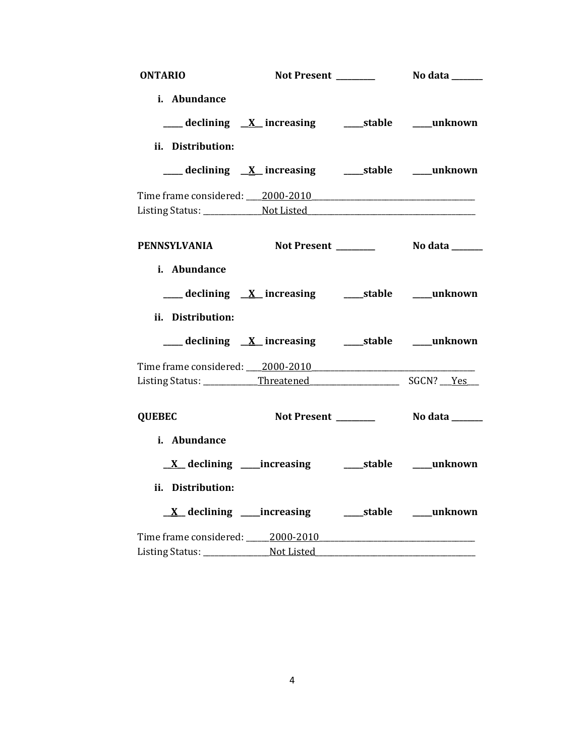**ONTARIO** **Not Present \_\_\_\_\_\_\_\_\_** **No data \_\_\_\_\_\_\_**

**i. Abundance**

**\_\_\_\_\_ declining \_\_X\_\_ increasing \_\_\_\_\_stable \_\_\_\_\_unknown**

**ii. Distribution:**

**\_\_\_\_\_ declining \_\_X\_\_ increasing \_\_\_\_\_stable \_\_\_\_\_unknown**

Time frame considered: \_\_\_\_2000-2010\_\_\_\_\_\_\_\_\_\_\_\_\_\_\_\_\_\_\_\_\_\_\_\_\_\_\_\_\_\_\_\_\_\_\_\_\_\_\_\_

Listing Status: \_\_\_\_\_\_\_\_\_\_\_\_\_\_\_Not Listed\_\_\_\_\_\_\_\_\_\_\_\_\_\_\_\_\_\_\_\_\_\_\_\_\_\_\_\_\_\_\_\_\_\_\_\_\_\_\_\_

**PENNSYLVANIA** **Not Present \_\_\_\_\_\_\_\_\_** **No data \_\_\_\_\_\_\_**

**i. Abundance**

**\_\_\_\_\_ declining \_\_X\_\_ increasing \_\_\_\_\_stable \_\_\_\_\_unknown**

**ii. Distribution:**

**\_\_\_\_\_ declining \_\_X\_\_ increasing \_\_\_\_\_stable \_\_\_\_\_unknown**

Time frame considered: \_\_\_\_2000-2010\_\_\_\_\_\_\_\_\_\_\_\_\_\_\_\_\_\_\_\_\_\_\_\_\_\_\_\_\_\_\_\_\_\_\_\_\_\_\_\_

Listing Status: \_\_\_\_\_\_\_\_\_\_\_\_\_\_Threatened\_\_\_\_\_\_\_\_\_\_\_\_\_\_\_\_\_\_\_\_\_\_\_ SGCN? \_\_\_Yes\_\_\_

**QUEBEC** **Not Present \_\_\_\_\_\_\_\_\_** **No data \_\_\_\_\_\_\_**

**i. Abundance**

**\_\_X\_\_ declining \_\_\_\_\_increasing \_\_\_\_\_stable \_\_\_\_\_unknown**

**ii. Distribution:**

**\_\_X\_\_ declining \_\_\_\_\_increasing \_\_\_\_\_stable \_\_\_\_\_unknown**

Time frame considered: \_\_\_\_\_\_2000-2010\_\_\_\_\_\_\_\_\_\_\_\_\_\_\_\_\_\_\_\_\_\_\_\_\_\_\_\_\_\_\_\_\_\_\_\_\_\_

Listing Status: \_\_\_\_\_\_\_\_\_\_\_\_\_\_\_\_\_Not Listed\_\_\_\_\_\_\_\_\_\_\_\_\_\_\_\_\_\_\_\_\_\_\_\_\_\_\_\_\_\_\_\_\_\_\_\_\_\_\_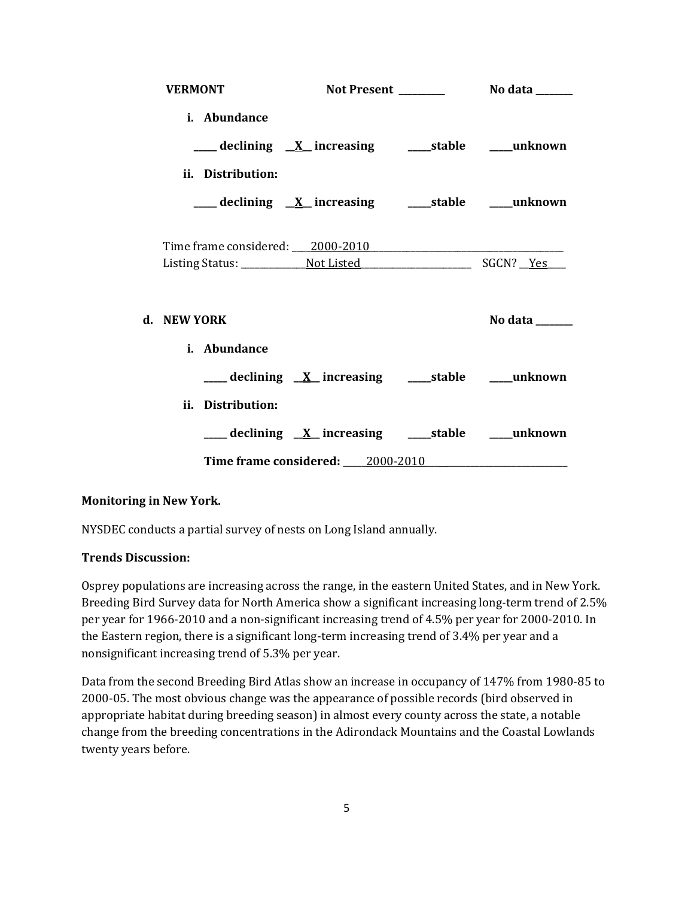**VERMONT** **Not Present _________** **No data _______**

**i. Abundance**

**_____ declining __X__ increasing _____stable _____unknown**

**ii. Distribution:**

**_____ declining __X__ increasing _____stable _____unknown**

Time frame considered: ____2000-2010____________________________________________

Listing Status: ______________Not Listed________________________ SGCN? __Yes____

**d. NEW YORK** **No data _______**

**i. Abundance**

**_____ declining __X__ increasing _____stable _____unknown**

**ii. Distribution:**

**_____ declining __X__ increasing _____stable _____unknown**

**Time frame considered: _____2000-2010___ __________________________**

**Monitoring in New York.**

NYSDEC conducts a partial survey of nests on Long Island annually.

**Trends Discussion:**

Osprey populations are increasing across the range, in the eastern United States, and in New York. Breeding Bird Survey data for North America show a significant increasing long-term trend of 2.5% per year for 1966-2010 and a non-significant increasing trend of 4.5% per year for 2000-2010. In the Eastern region, there is a significant long-term increasing trend of 3.4% per year and a nonsignificant increasing trend of 5.3% per year.

Data from the second Breeding Bird Atlas show an increase in occupancy of 147% from 1980-85 to 2000-05. The most obvious change was the appearance of possible records (bird observed in appropriate habitat during breeding season) in almost every county across the state, a notable change from the breeding concentrations in the Adirondack Mountains and the Coastal Lowlands twenty years before.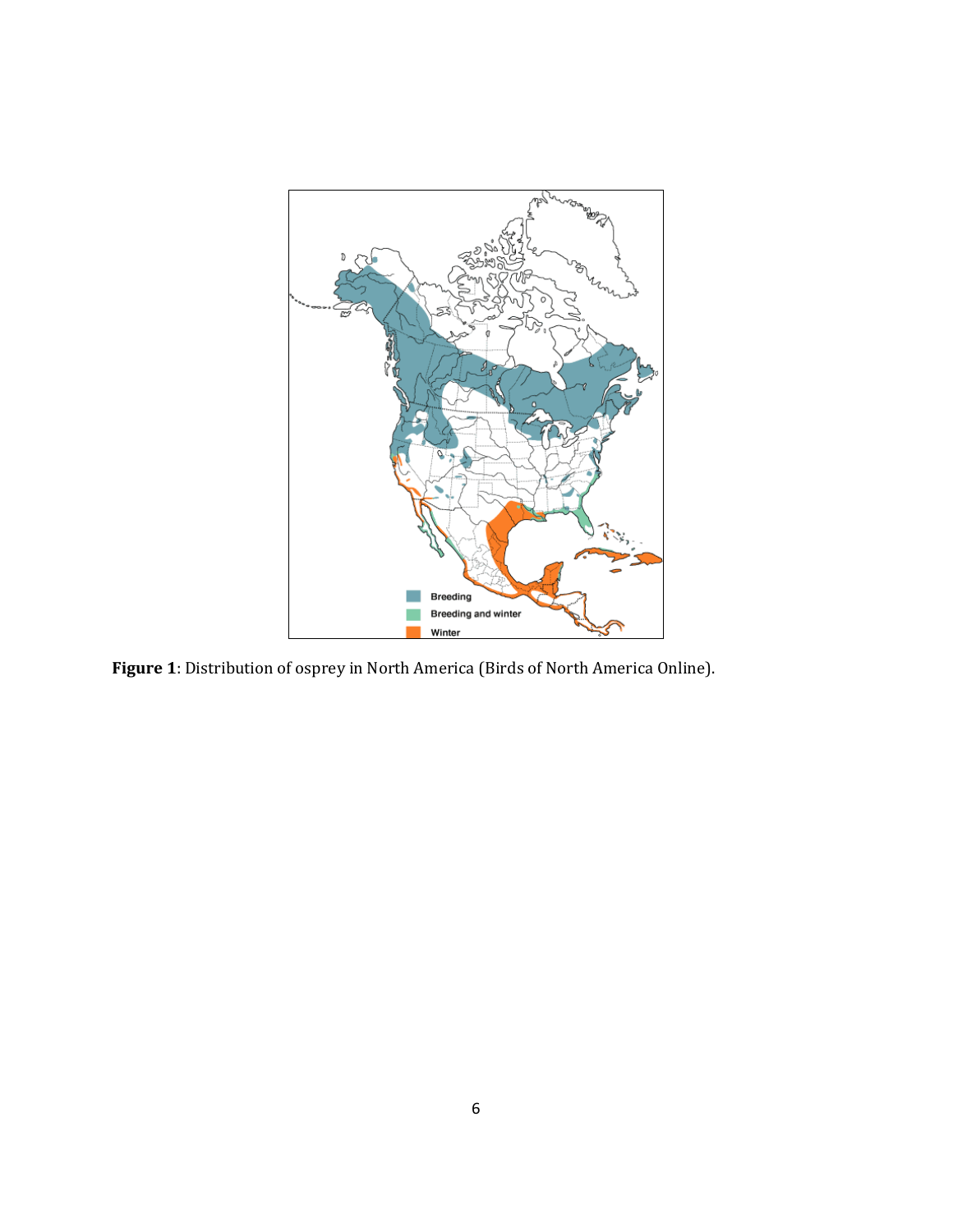**Figure 1**: Distribution of osprey in North America (Birds of North America Online).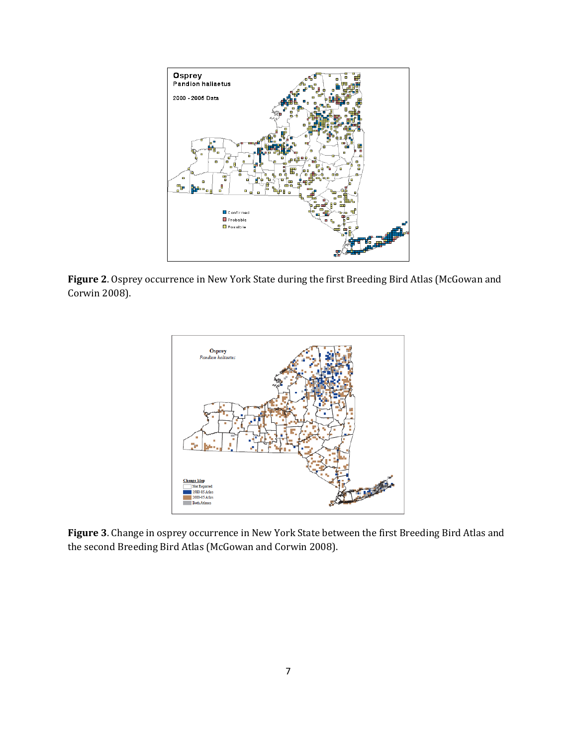**Figure 2**. Osprey occurrence in New York State during the first Breeding Bird Atlas (McGowan and Corwin 2008).

**Figure 3**. Change in osprey occurrence in New York State between the first Breeding Bird Atlas and the second Breeding Bird Atlas (McGowan and Corwin 2008).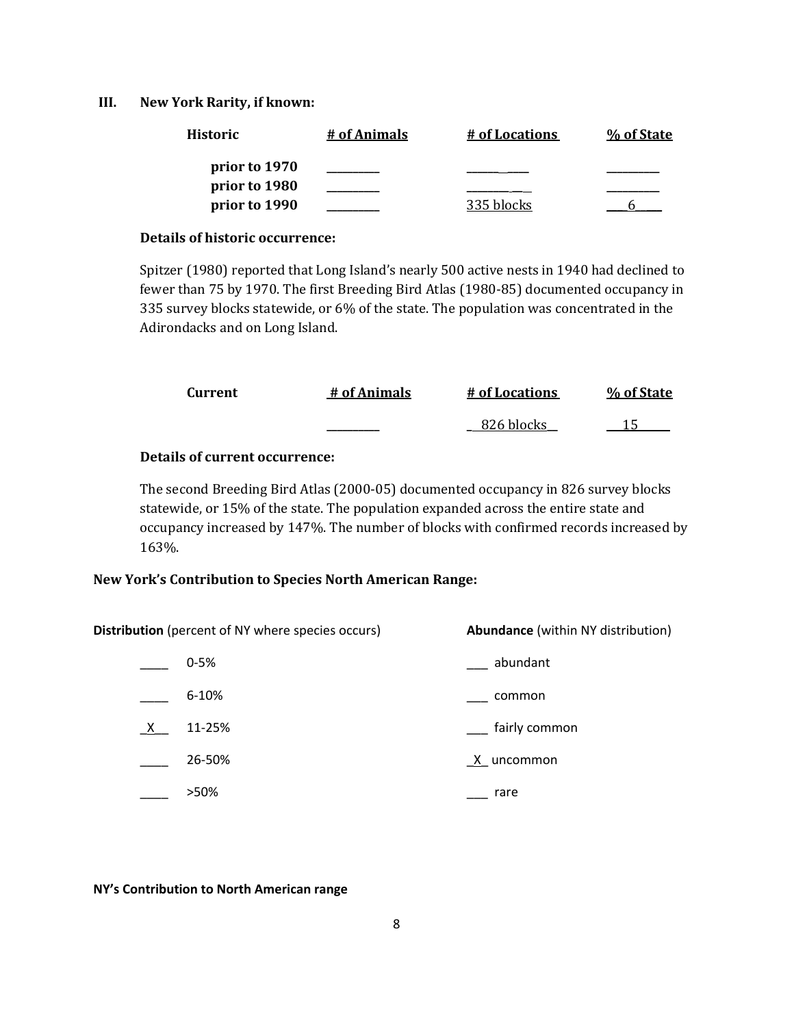## III. New York Rarity, if known:

| Historic | # of Animals | # of Locations | % of State |
|---|---|---|---|
| prior to 1970 | _________ | __________ | _________ |
| prior to 1980 | _________ | __________ | _________ |
| prior to 1990 | _________ | 335 blocks | 6 |

### Details of historic occurrence:

Spitzer (1980) reported that Long Island's nearly 500 active nests in 1940 had declined to fewer than 75 by 1970. The first Breeding Bird Atlas (1980-85) documented occupancy in 335 survey blocks statewide, or 6% of the state. The population was concentrated in the Adirondacks and on Long Island.

| Current | # of Animals | # of Locations | % of State |
|---|---|---|---|
| | _________ | 826 blocks | 15 |

### Details of current occurrence:

The second Breeding Bird Atlas (2000-05) documented occupancy in 826 survey blocks statewide, or 15% of the state. The population expanded across the entire state and occupancy increased by 147%. The number of blocks with confirmed records increased by 163%.

### New York's Contribution to Species North American Range:

| **Distribution** (percent of NY where species occurs) | | **Abundance** (within NY distribution) | |
|---|---|---|---|
| ____ | 0-5% | ___ | abundant |
| ____ | 6-10% | ___ | common |
| _X__ | 11-25% | ___ | fairly common |
| ____ | 26-50% | _X_ | uncommon |
| ____ | >50% | ___ | rare |

**NY's Contribution to North American range**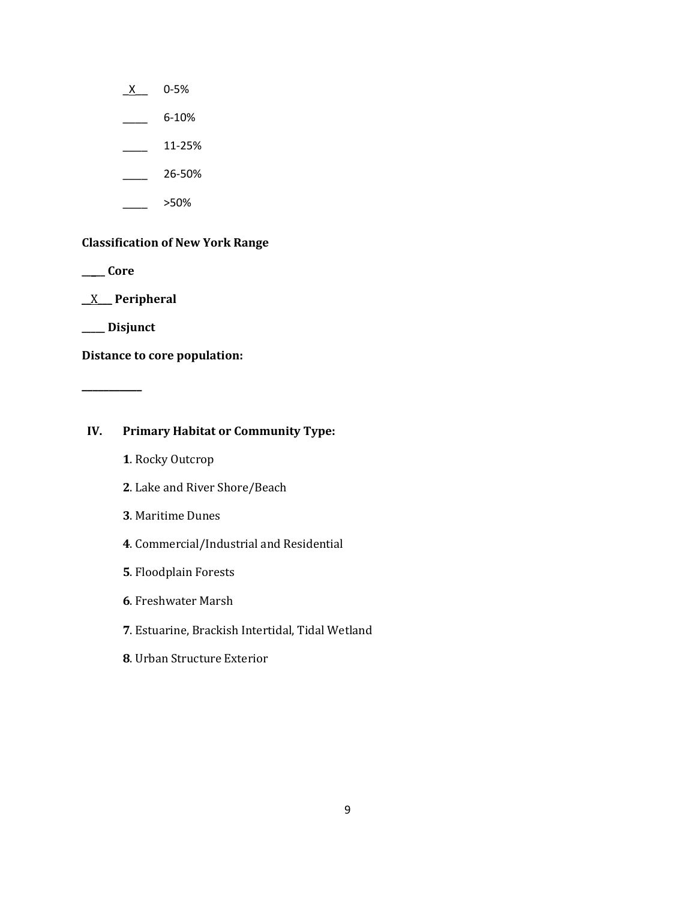_X__ 0-5%

____ 6-10%

____ 11-25%

____ 26-50%

____ >50%

**Classification of New York Range**

**____ Core**

**__X___ Peripheral**

**____ Disjunct**

**Distance to core population:**

**___________**

**IV. Primary Habitat or Community Type:**

**1**. Rocky Outcrop

**2**. Lake and River Shore/Beach

**3**. Maritime Dunes

**4**. Commercial/Industrial and Residential

**5**. Floodplain Forests

**6**. Freshwater Marsh

**7**. Estuarine, Brackish Intertidal, Tidal Wetland

**8**. Urban Structure Exterior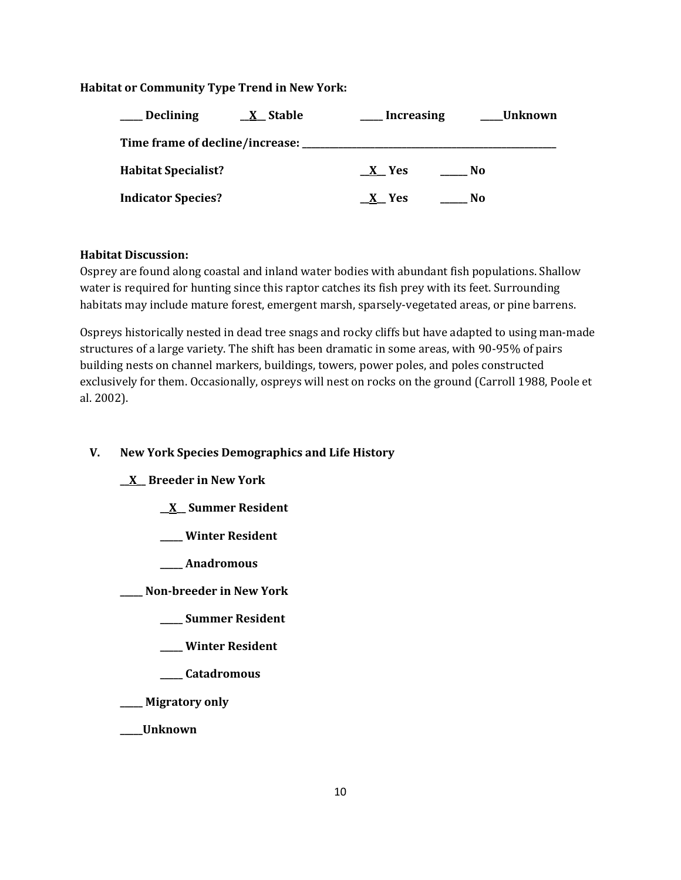**Habitat or Community Type Trend in New York:**

**\_\_\_\_ Declining** **\_\_X\_\_ Stable** **\_\_\_\_ Increasing** **\_\_\_\_Unknown**

**Time frame of decline/increase: \_\_\_\_\_\_\_\_\_\_\_\_\_\_\_\_\_\_\_\_\_\_\_\_\_\_\_\_\_\_\_\_\_\_\_\_\_\_\_\_\_\_\_\_**

**Habitat Specialist?** **\_\_X\_\_ Yes** **\_\_\_\_\_ No**

**Indicator Species?** **\_\_X\_\_ Yes** **\_\_\_\_\_ No**

**Habitat Discussion:**

Osprey are found along coastal and inland water bodies with abundant fish populations. Shallow water is required for hunting since this raptor catches its fish prey with its feet. Surrounding habitats may include mature forest, emergent marsh, sparsely-vegetated areas, or pine barrens.

Ospreys historically nested in dead tree snags and rocky cliffs but have adapted to using man-made structures of a large variety. The shift has been dramatic in some areas, with 90-95% of pairs building nests on channel markers, buildings, towers, power poles, and poles constructed exclusively for them. Occasionally, ospreys will nest on rocks on the ground (Carroll 1988, Poole et al. 2002).

## V. New York Species Demographics and Life History

**\_\_X\_\_ Breeder in New York**

- **\_\_X\_\_ Summer Resident**
- **\_\_\_\_ Winter Resident**
- **\_\_\_\_ Anadromous**

**\_\_\_\_ Non-breeder in New York**

- **\_\_\_\_ Summer Resident**
- **\_\_\_\_ Winter Resident**
- **\_\_\_\_ Catadromous**

**\_\_\_\_ Migratory only**

**\_\_\_\_Unknown**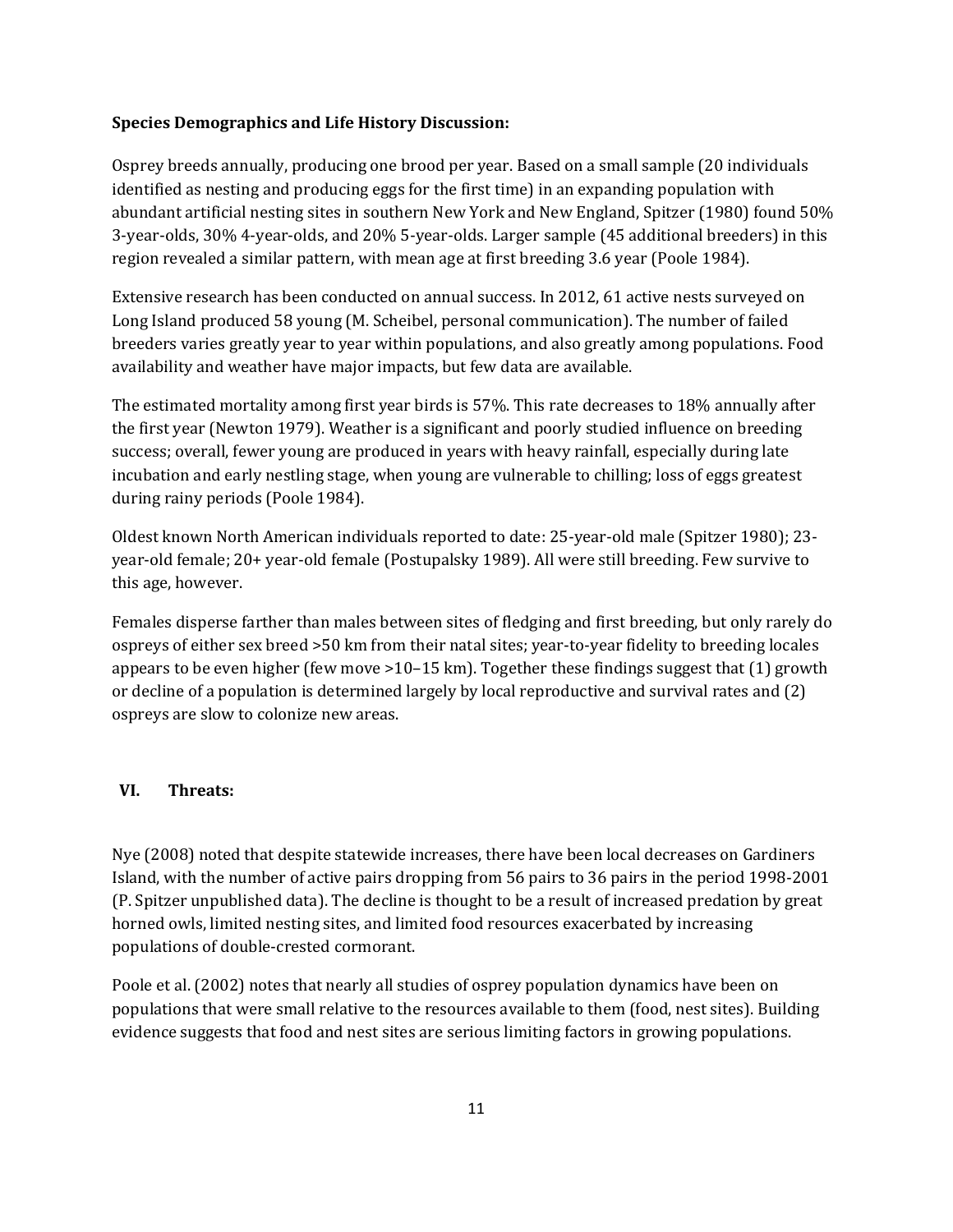**Species Demographics and Life History Discussion:**

Osprey breeds annually, producing one brood per year. Based on a small sample (20 individuals identified as nesting and producing eggs for the first time) in an expanding population with abundant artificial nesting sites in southern New York and New England, Spitzer (1980) found 50% 3-year-olds, 30% 4-year-olds, and 20% 5-year-olds. Larger sample (45 additional breeders) in this region revealed a similar pattern, with mean age at first breeding 3.6 year (Poole 1984).

Extensive research has been conducted on annual success. In 2012, 61 active nests surveyed on Long Island produced 58 young (M. Scheibel, personal communication). The number of failed breeders varies greatly year to year within populations, and also greatly among populations. Food availability and weather have major impacts, but few data are available.

The estimated mortality among first year birds is 57%. This rate decreases to 18% annually after the first year (Newton 1979). Weather is a significant and poorly studied influence on breeding success; overall, fewer young are produced in years with heavy rainfall, especially during late incubation and early nestling stage, when young are vulnerable to chilling; loss of eggs greatest during rainy periods (Poole 1984).

Oldest known North American individuals reported to date: 25-year-old male (Spitzer 1980); 23-year-old female; 20+ year-old female (Postupalsky 1989). All were still breeding. Few survive to this age, however.

Females disperse farther than males between sites of fledging and first breeding, but only rarely do ospreys of either sex breed >50 km from their natal sites; year-to-year fidelity to breeding locales appears to be even higher (few move >10–15 km). Together these findings suggest that (1) growth or decline of a population is determined largely by local reproductive and survival rates and (2) ospreys are slow to colonize new areas.

## VI. Threats:

Nye (2008) noted that despite statewide increases, there have been local decreases on Gardiners Island, with the number of active pairs dropping from 56 pairs to 36 pairs in the period 1998-2001 (P. Spitzer unpublished data). The decline is thought to be a result of increased predation by great horned owls, limited nesting sites, and limited food resources exacerbated by increasing populations of double-crested cormorant.

Poole et al. (2002) notes that nearly all studies of osprey population dynamics have been on populations that were small relative to the resources available to them (food, nest sites). Building evidence suggests that food and nest sites are serious limiting factors in growing populations.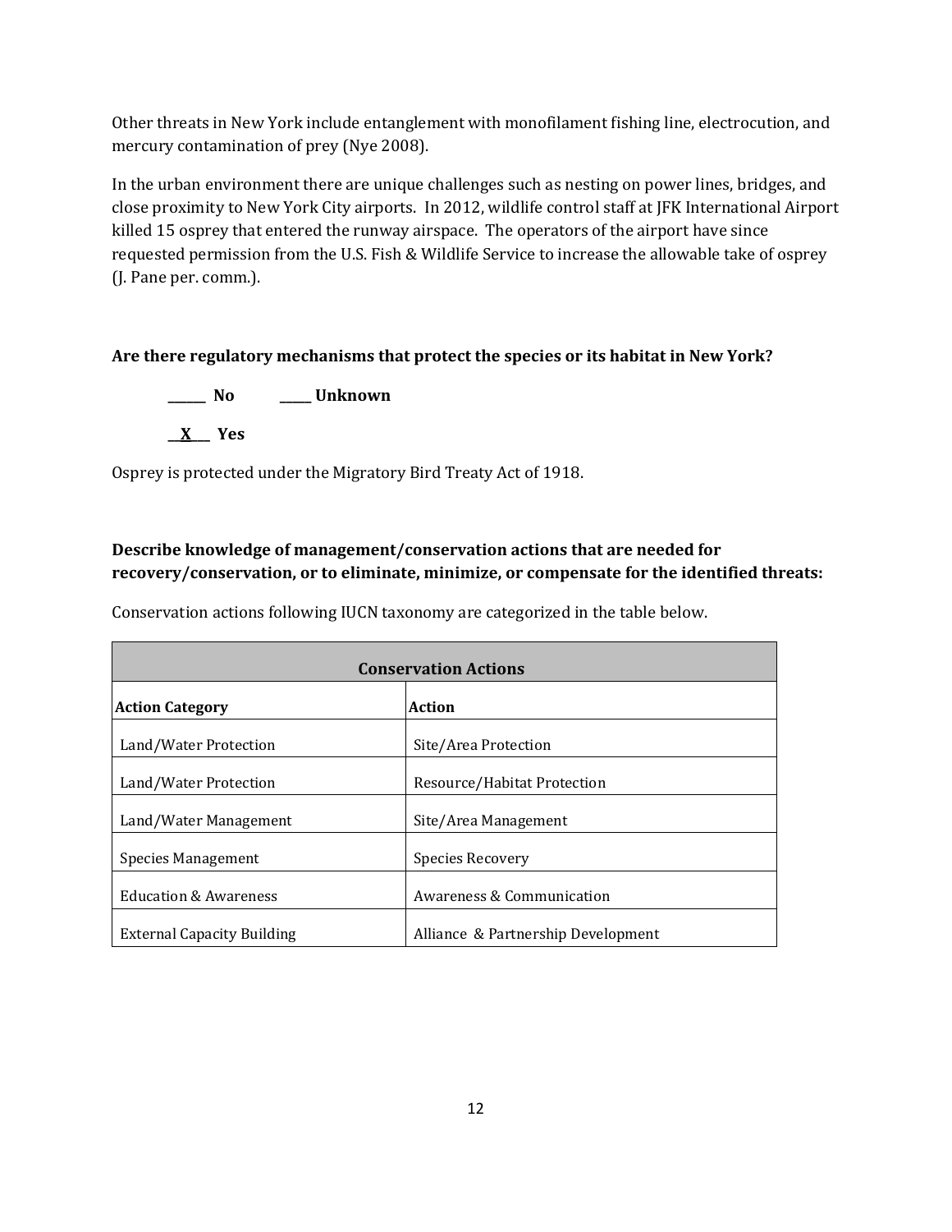Other threats in New York include entanglement with monofilament fishing line, electrocution, and mercury contamination of prey (Nye 2008).

In the urban environment there are unique challenges such as nesting on power lines, bridges, and close proximity to New York City airports. In 2012, wildlife control staff at JFK International Airport killed 15 osprey that entered the runway airspace. The operators of the airport have since requested permission from the U.S. Fish & Wildlife Service to increase the allowable take of osprey (J. Pane per. comm.).

**Are there regulatory mechanisms that protect the species or its habitat in New York?**

**______ No ______ Unknown**

**__X___ Yes**

Osprey is protected under the Migratory Bird Treaty Act of 1918.

**Describe knowledge of management/conservation actions that are needed for recovery/conservation, or to eliminate, minimize, or compensate for the identified threats:**

Conservation actions following IUCN taxonomy are categorized in the table below.

| **Conservation Actions** | |
|---|---|
| **Action Category** | **Action** |
| Land/Water Protection | Site/Area Protection |
| Land/Water Protection | Resource/Habitat Protection |
| Land/Water Management | Site/Area Management |
| Species Management | Species Recovery |
| Education & Awareness | Awareness & Communication |
| External Capacity Building | Alliance & Partnership Development |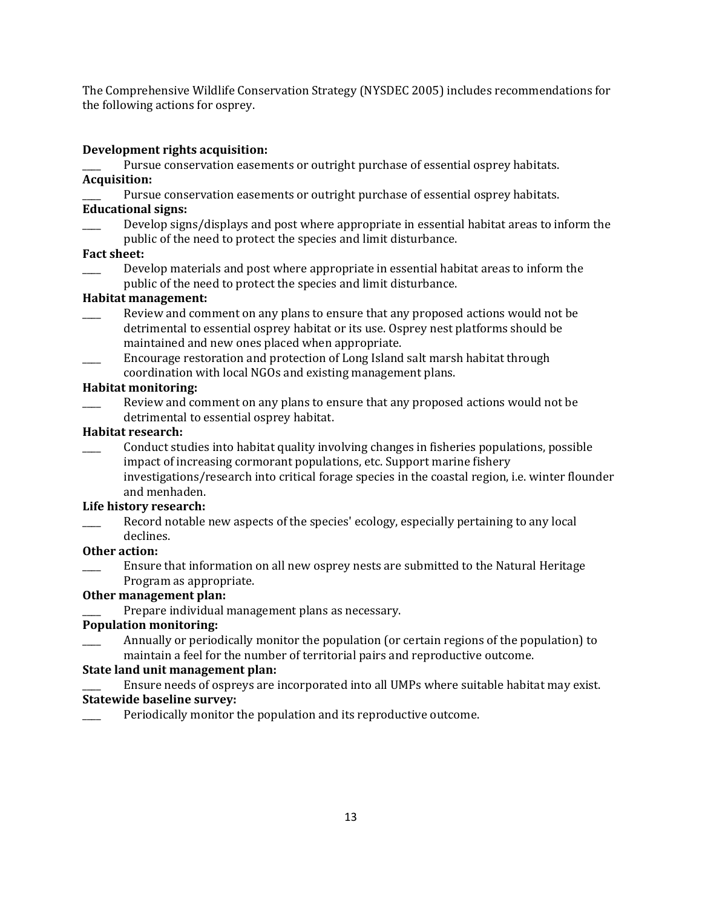The Comprehensive Wildlife Conservation Strategy (NYSDEC 2005) includes recommendations for the following actions for osprey.

**Development rights acquisition:**

____ Pursue conservation easements or outright purchase of essential osprey habitats.

**Acquisition:**

____ Pursue conservation easements or outright purchase of essential osprey habitats.

**Educational signs:**

____ Develop signs/displays and post where appropriate in essential habitat areas to inform the public of the need to protect the species and limit disturbance.

**Fact sheet:**

____ Develop materials and post where appropriate in essential habitat areas to inform the public of the need to protect the species and limit disturbance.

**Habitat management:**

____ Review and comment on any plans to ensure that any proposed actions would not be detrimental to essential osprey habitat or its use. Osprey nest platforms should be maintained and new ones placed when appropriate.

____ Encourage restoration and protection of Long Island salt marsh habitat through coordination with local NGOs and existing management plans.

**Habitat monitoring:**

____ Review and comment on any plans to ensure that any proposed actions would not be detrimental to essential osprey habitat.

**Habitat research:**

____ Conduct studies into habitat quality involving changes in fisheries populations, possible impact of increasing cormorant populations, etc. Support marine fishery investigations/research into critical forage species in the coastal region, i.e. winter flounder and menhaden.

**Life history research:**

____ Record notable new aspects of the species' ecology, especially pertaining to any local declines.

**Other action:**

____ Ensure that information on all new osprey nests are submitted to the Natural Heritage Program as appropriate.

**Other management plan:**

____ Prepare individual management plans as necessary.

**Population monitoring:**

____ Annually or periodically monitor the population (or certain regions of the population) to maintain a feel for the number of territorial pairs and reproductive outcome.

**State land unit management plan:**

____ Ensure needs of ospreys are incorporated into all UMPs where suitable habitat may exist.

**Statewide baseline survey:**

____ Periodically monitor the population and its reproductive outcome.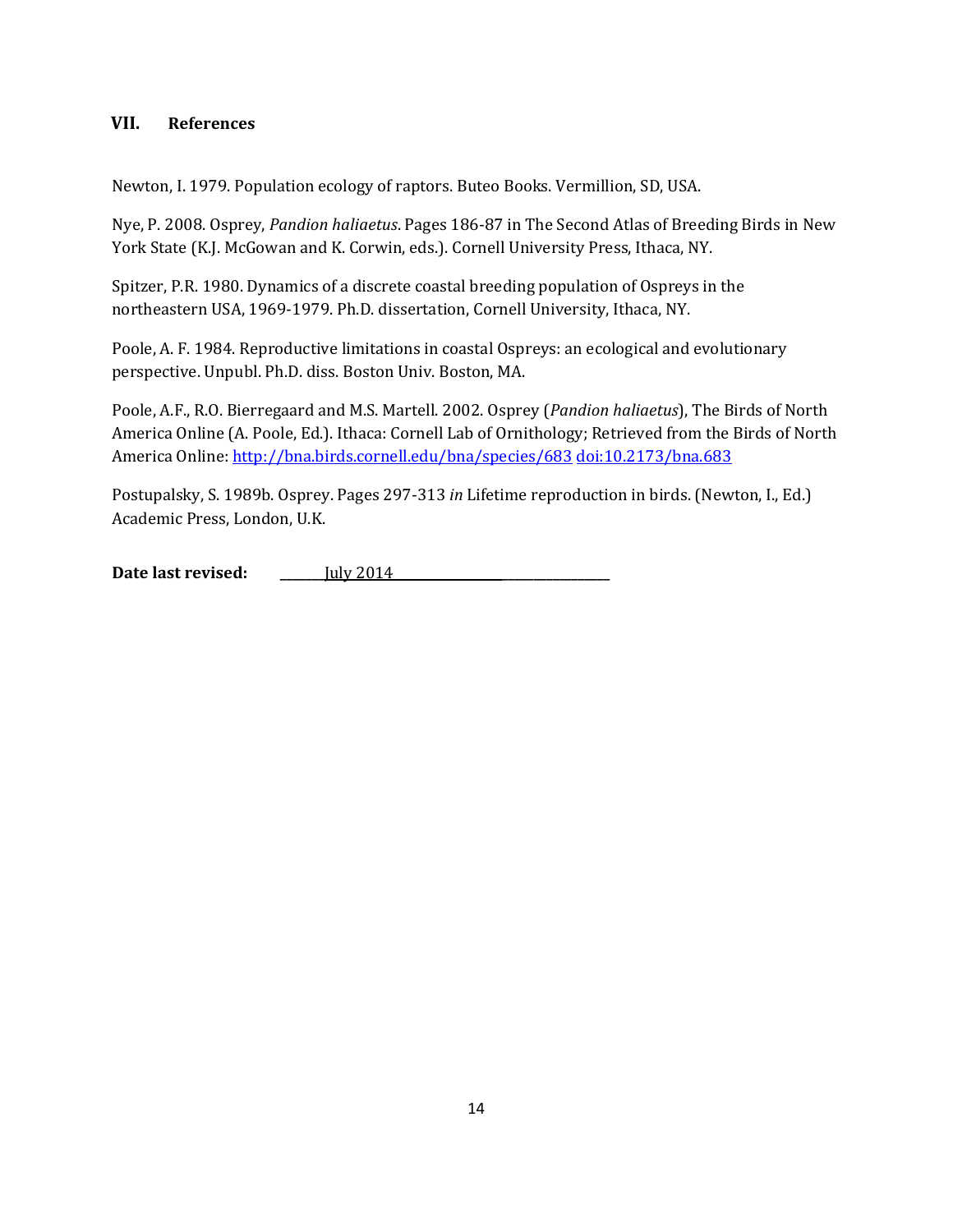## VII. References

Newton, I. 1979. Population ecology of raptors. Buteo Books. Vermillion, SD, USA.

Nye, P. 2008. Osprey, *Pandion haliaetus*. Pages 186-87 in The Second Atlas of Breeding Birds in New York State (K.J. McGowan and K. Corwin, eds.). Cornell University Press, Ithaca, NY.

Spitzer, P.R. 1980. Dynamics of a discrete coastal breeding population of Ospreys in the northeastern USA, 1969-1979. Ph.D. dissertation, Cornell University, Ithaca, NY.

Poole, A. F. 1984. Reproductive limitations in coastal Ospreys: an ecological and evolutionary perspective. Unpubl. Ph.D. diss. Boston Univ. Boston, MA.

Poole, A.F., R.O. Bierregaard and M.S. Martell. 2002. Osprey (*Pandion haliaetus*), The Birds of North America Online (A. Poole, Ed.). Ithaca: Cornell Lab of Ornithology; Retrieved from the Birds of North America Online: [http://bna.birds.cornell.edu/bna/species/683](http://bna.birds.cornell.edu/bna/species/683) [doi:10.2173/bna.683](doi:10.2173/bna.683)

Postupalsky, S. 1989b. Osprey. Pages 297-313 *in* Lifetime reproduction in birds. (Newton, I., Ed.) Academic Press, London, U.K.

**Date last revised:** July 2014